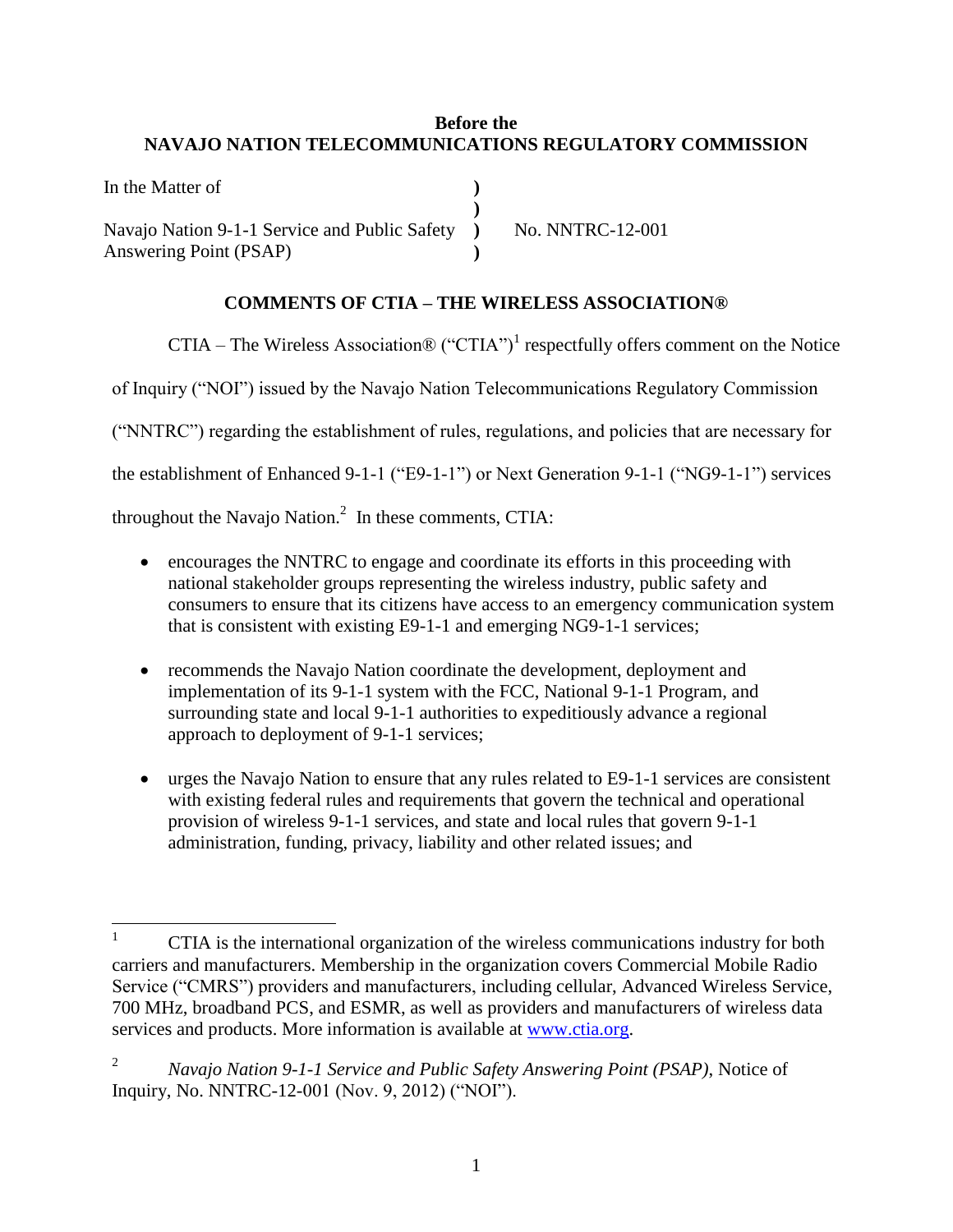**Before the**
**NAVAJO NATION TELECOMMUNICATIONS REGULATORY COMMISSION**

| In the Matter of | ) | |
|---|---|---|
| | ) | |
| Navajo Nation 9-1-1 Service and Public Safety Answering Point (PSAP) | ) | No. NNTRC-12-001 |
| | ) | |

**COMMENTS OF CTIA – THE WIRELESS ASSOCIATION®**

CTIA – The Wireless Association® ("CTIA")[1] respectfully offers comment on the Notice of Inquiry ("NOI") issued by the Navajo Nation Telecommunications Regulatory Commission ("NNTRC") regarding the establishment of rules, regulations, and policies that are necessary for the establishment of Enhanced 9-1-1 ("E9-1-1") or Next Generation 9-1-1 ("NG9-1-1") services throughout the Navajo Nation.[2] In these comments, CTIA:

- encourages the NNTRC to engage and coordinate its efforts in this proceeding with national stakeholder groups representing the wireless industry, public safety and consumers to ensure that its citizens have access to an emergency communication system that is consistent with existing E9-1-1 and emerging NG9-1-1 services;
- recommends the Navajo Nation coordinate the development, deployment and implementation of its 9-1-1 system with the FCC, National 9-1-1 Program, and surrounding state and local 9-1-1 authorities to expeditiously advance a regional approach to deployment of 9-1-1 services;
- urges the Navajo Nation to ensure that any rules related to E9-1-1 services are consistent with existing federal rules and requirements that govern the technical and operational provision of wireless 9-1-1 services, and state and local rules that govern 9-1-1 administration, funding, privacy, liability and other related issues; and

---

[1] CTIA is the international organization of the wireless communications industry for both carriers and manufacturers. Membership in the organization covers Commercial Mobile Radio Service ("CMRS") providers and manufacturers, including cellular, Advanced Wireless Service, 700 MHz, broadband PCS, and ESMR, as well as providers and manufacturers of wireless data services and products. More information is available at www.ctia.org.

[2] *Navajo Nation 9-1-1 Service and Public Safety Answering Point (PSAP)*, Notice of Inquiry, No. NNTRC-12-001 (Nov. 9, 2012) ("NOI").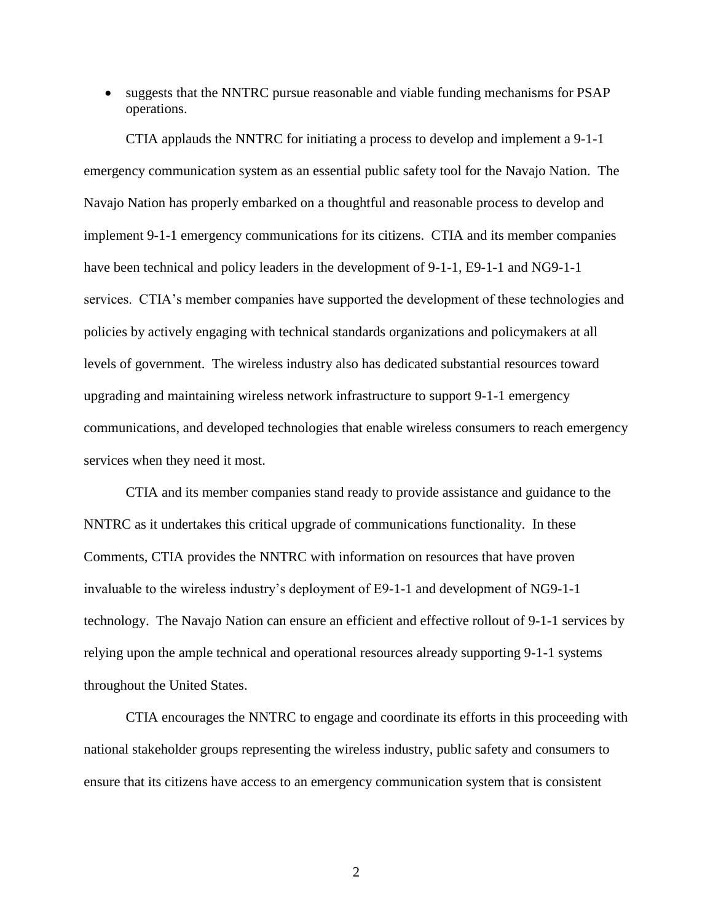- suggests that the NNTRC pursue reasonable and viable funding mechanisms for PSAP operations.

CTIA applauds the NNTRC for initiating a process to develop and implement a 9-1-1 emergency communication system as an essential public safety tool for the Navajo Nation. The Navajo Nation has properly embarked on a thoughtful and reasonable process to develop and implement 9-1-1 emergency communications for its citizens. CTIA and its member companies have been technical and policy leaders in the development of 9-1-1, E9-1-1 and NG9-1-1 services. CTIA's member companies have supported the development of these technologies and policies by actively engaging with technical standards organizations and policymakers at all levels of government. The wireless industry also has dedicated substantial resources toward upgrading and maintaining wireless network infrastructure to support 9-1-1 emergency communications, and developed technologies that enable wireless consumers to reach emergency services when they need it most.

CTIA and its member companies stand ready to provide assistance and guidance to the NNTRC as it undertakes this critical upgrade of communications functionality. In these Comments, CTIA provides the NNTRC with information on resources that have proven invaluable to the wireless industry's deployment of E9-1-1 and development of NG9-1-1 technology. The Navajo Nation can ensure an efficient and effective rollout of 9-1-1 services by relying upon the ample technical and operational resources already supporting 9-1-1 systems throughout the United States.

CTIA encourages the NNTRC to engage and coordinate its efforts in this proceeding with national stakeholder groups representing the wireless industry, public safety and consumers to ensure that its citizens have access to an emergency communication system that is consistent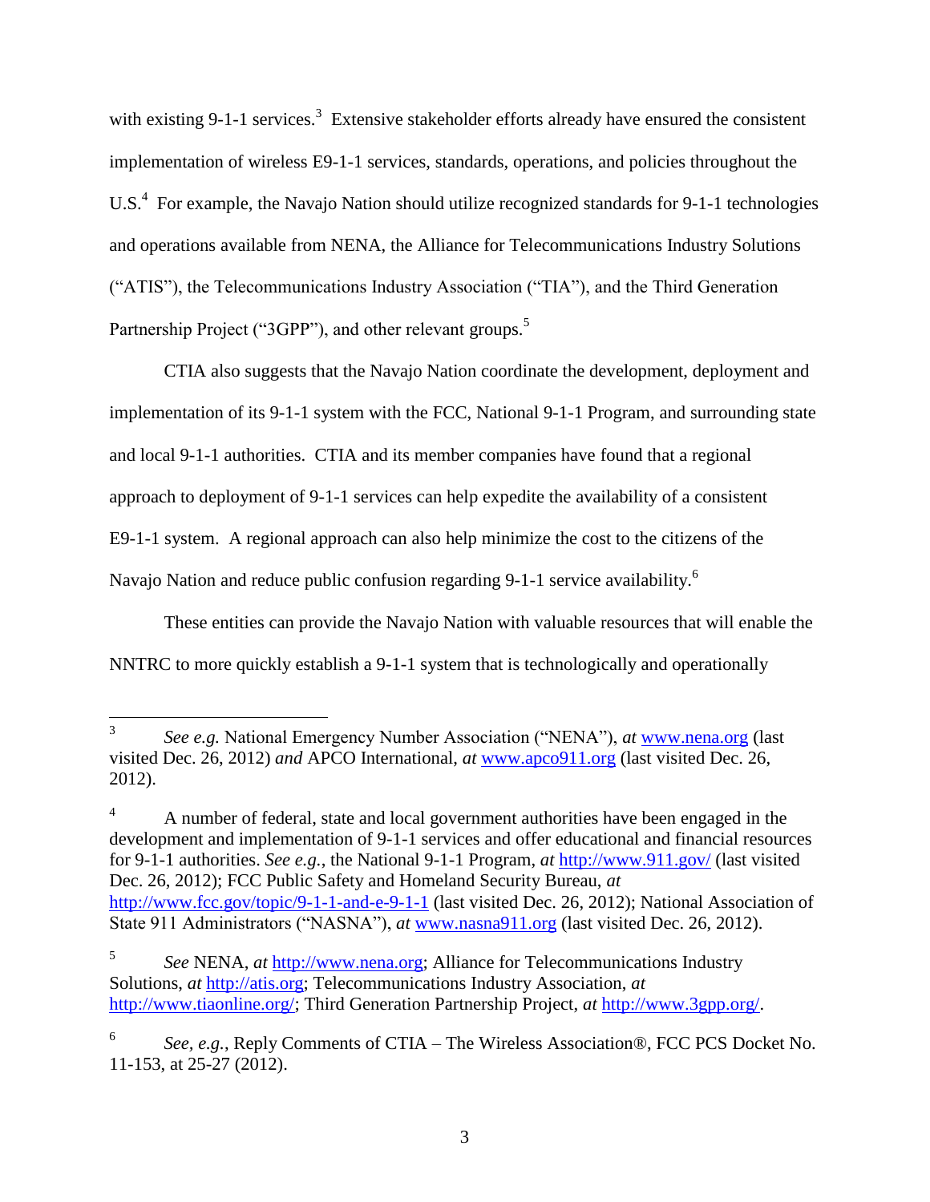with existing 9-1-1 services.[3] Extensive stakeholder efforts already have ensured the consistent implementation of wireless E9-1-1 services, standards, operations, and policies throughout the U.S.[4] For example, the Navajo Nation should utilize recognized standards for 9-1-1 technologies and operations available from NENA, the Alliance for Telecommunications Industry Solutions ("ATIS"), the Telecommunications Industry Association ("TIA"), and the Third Generation Partnership Project ("3GPP"), and other relevant groups.[5]

CTIA also suggests that the Navajo Nation coordinate the development, deployment and implementation of its 9-1-1 system with the FCC, National 9-1-1 Program, and surrounding state and local 9-1-1 authorities. CTIA and its member companies have found that a regional approach to deployment of 9-1-1 services can help expedite the availability of a consistent E9-1-1 system. A regional approach can also help minimize the cost to the citizens of the Navajo Nation and reduce public confusion regarding 9-1-1 service availability.[6]

These entities can provide the Navajo Nation with valuable resources that will enable the NNTRC to more quickly establish a 9-1-1 system that is technologically and operationally

---

[3] *See e.g.* National Emergency Number Association ("NENA"), *at* www.nena.org (last visited Dec. 26, 2012) *and* APCO International, *at* www.apco911.org (last visited Dec. 26, 2012).

[4] A number of federal, state and local government authorities have been engaged in the development and implementation of 9-1-1 services and offer educational and financial resources for 9-1-1 authorities. *See e.g.*, the National 9-1-1 Program, *at* http://www.911.gov/ (last visited Dec. 26, 2012); FCC Public Safety and Homeland Security Bureau, *at* http://www.fcc.gov/topic/9-1-1-and-e-9-1-1 (last visited Dec. 26, 2012); National Association of State 911 Administrators ("NASNA"), *at* www.nasna911.org (last visited Dec. 26, 2012).

[5] *See* NENA, *at* http://www.nena.org; Alliance for Telecommunications Industry Solutions, *at* http://atis.org; Telecommunications Industry Association, *at* http://www.tiaonline.org/; Third Generation Partnership Project, *at* http://www.3gpp.org/.

[6] *See, e.g.*, Reply Comments of CTIA – The Wireless Association®, FCC PCS Docket No. 11-153, at 25-27 (2012).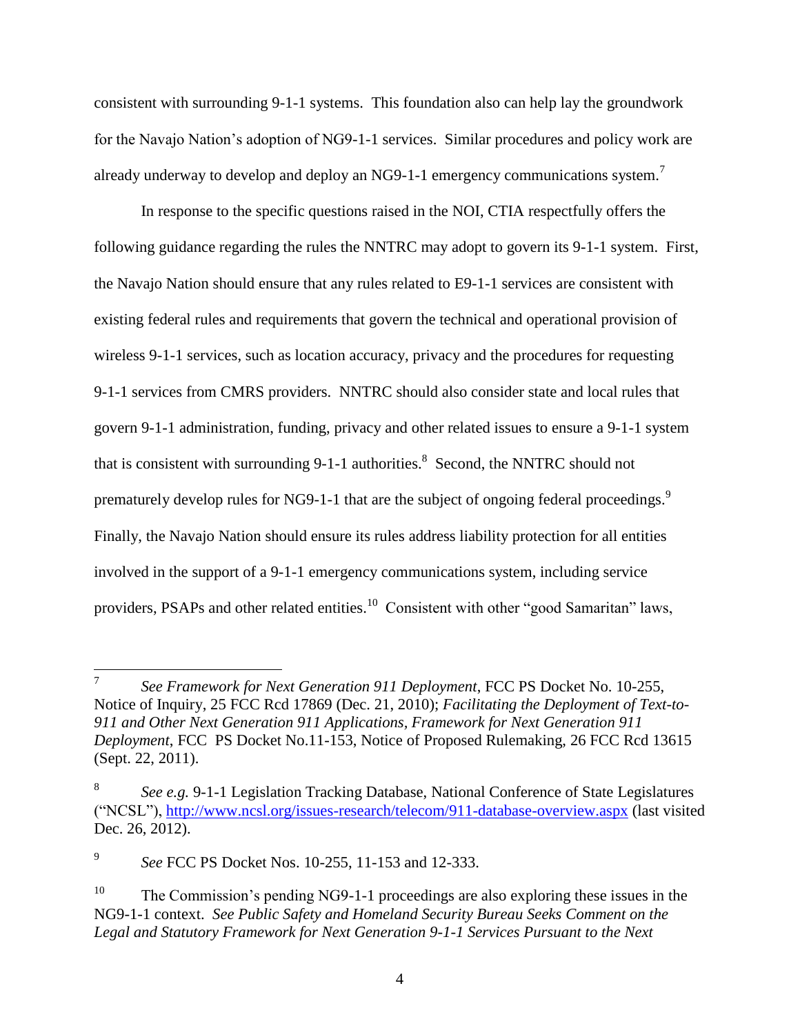consistent with surrounding 9-1-1 systems. This foundation also can help lay the groundwork for the Navajo Nation's adoption of NG9-1-1 services. Similar procedures and policy work are already underway to develop and deploy an NG9-1-1 emergency communications system.[7]

In response to the specific questions raised in the NOI, CTIA respectfully offers the following guidance regarding the rules the NNTRC may adopt to govern its 9-1-1 system. First, the Navajo Nation should ensure that any rules related to E9-1-1 services are consistent with existing federal rules and requirements that govern the technical and operational provision of wireless 9-1-1 services, such as location accuracy, privacy and the procedures for requesting 9-1-1 services from CMRS providers. NNTRC should also consider state and local rules that govern 9-1-1 administration, funding, privacy and other related issues to ensure a 9-1-1 system that is consistent with surrounding 9-1-1 authorities.[8] Second, the NNTRC should not prematurely develop rules for NG9-1-1 that are the subject of ongoing federal proceedings.[9] Finally, the Navajo Nation should ensure its rules address liability protection for all entities involved in the support of a 9-1-1 emergency communications system, including service providers, PSAPs and other related entities.[10] Consistent with other "good Samaritan" laws,

---

[7] *See Framework for Next Generation 911 Deployment*, FCC PS Docket No. 10-255, Notice of Inquiry, 25 FCC Rcd 17869 (Dec. 21, 2010); *Facilitating the Deployment of Text-to-911 and Other Next Generation 911 Applications, Framework for Next Generation 911 Deployment*, FCC PS Docket No.11-153, Notice of Proposed Rulemaking, 26 FCC Rcd 13615 (Sept. 22, 2011).

[8] *See e.g.* 9-1-1 Legislation Tracking Database, National Conference of State Legislatures ("NCSL"), http://www.ncsl.org/issues-research/telecom/911-database-overview.aspx (last visited Dec. 26, 2012).

[9] *See* FCC PS Docket Nos. 10-255, 11-153 and 12-333.

[10] The Commission's pending NG9-1-1 proceedings are also exploring these issues in the NG9-1-1 context. *See Public Safety and Homeland Security Bureau Seeks Comment on the Legal and Statutory Framework for Next Generation 9-1-1 Services Pursuant to the Next*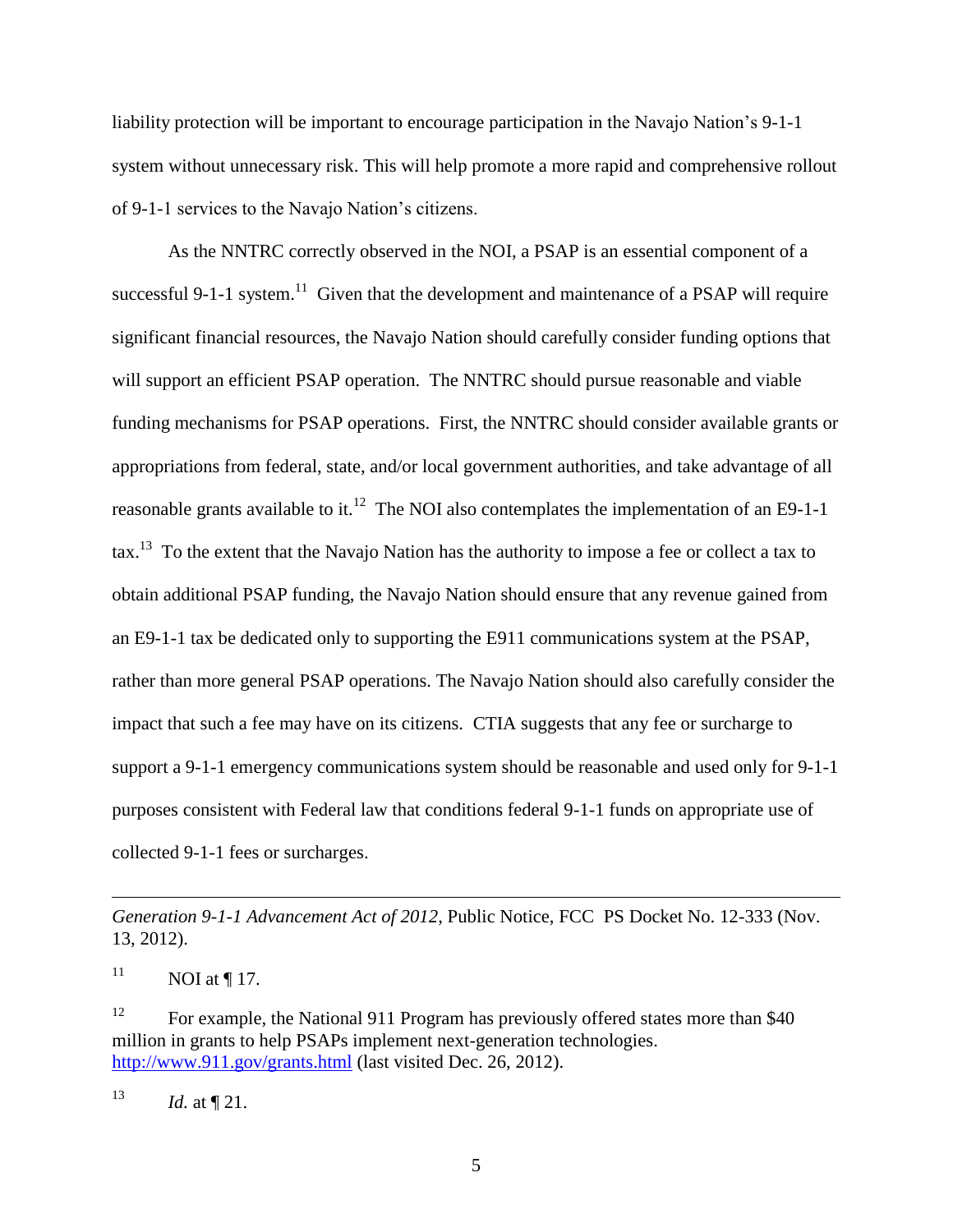liability protection will be important to encourage participation in the Navajo Nation's 9-1-1 system without unnecessary risk. This will help promote a more rapid and comprehensive rollout of 9-1-1 services to the Navajo Nation's citizens.

As the NNTRC correctly observed in the NOI, a PSAP is an essential component of a successful 9-1-1 system.[11] Given that the development and maintenance of a PSAP will require significant financial resources, the Navajo Nation should carefully consider funding options that will support an efficient PSAP operation. The NNTRC should pursue reasonable and viable funding mechanisms for PSAP operations. First, the NNTRC should consider available grants or appropriations from federal, state, and/or local government authorities, and take advantage of all reasonable grants available to it.[12] The NOI also contemplates the implementation of an E9-1-1 tax.[13] To the extent that the Navajo Nation has the authority to impose a fee or collect a tax to obtain additional PSAP funding, the Navajo Nation should ensure that any revenue gained from an E9-1-1 tax be dedicated only to supporting the E911 communications system at the PSAP, rather than more general PSAP operations. The Navajo Nation should also carefully consider the impact that such a fee may have on its citizens. CTIA suggests that any fee or surcharge to support a 9-1-1 emergency communications system should be reasonable and used only for 9-1-1 purposes consistent with Federal law that conditions federal 9-1-1 funds on appropriate use of collected 9-1-1 fees or surcharges.

---

*Generation 9-1-1 Advancement Act of 2012*, Public Notice, FCC PS Docket No. 12-333 (Nov. 13, 2012).

[11] NOI at ¶ 17.

[12] For example, the National 911 Program has previously offered states more than $40 million in grants to help PSAPs implement next-generation technologies. http://www.911.gov/grants.html (last visited Dec. 26, 2012).

[13] *Id.* at ¶ 21.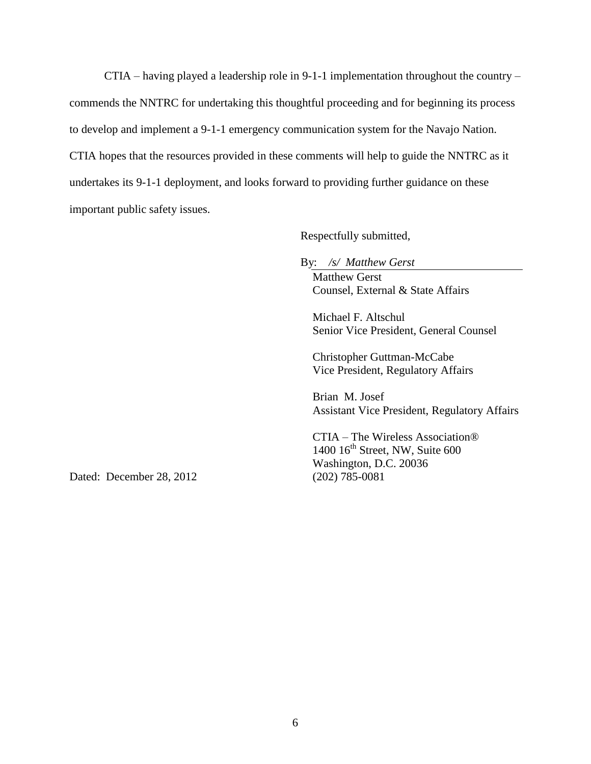CTIA – having played a leadership role in 9-1-1 implementation throughout the country – commends the NNTRC for undertaking this thoughtful proceeding and for beginning its process to develop and implement a 9-1-1 emergency communication system for the Navajo Nation. CTIA hopes that the resources provided in these comments will help to guide the NNTRC as it undertakes its 9-1-1 deployment, and looks forward to providing further guidance on these important public safety issues.

Respectfully submitted,

By: */s/ Matthew Gerst*

Matthew Gerst
Counsel, External & State Affairs

Michael F. Altschul
Senior Vice President, General Counsel

Christopher Guttman-McCabe
Vice President, Regulatory Affairs

Brian M. Josef
Assistant Vice President, Regulatory Affairs

CTIA – The Wireless Association®
1400 16th Street, NW, Suite 600
Washington, D.C. 20036
(202) 785-0081

Dated: December 28, 2012